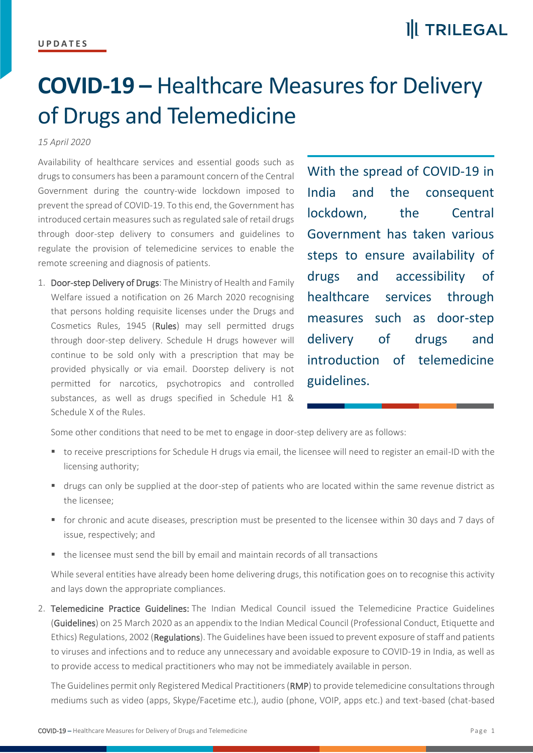**UPDATES**

# **COVID-19 –** Healthcare Measures for Delivery of Drugs and Telemedicine

*15 April 2020*

Availability of healthcare services and essential goods such as drugs to consumers has been a paramount concern of the Central Government during the country-wide lockdown imposed to prevent the spread of COVID-19. To this end, the Government has introduced certain measures such as regulated sale of retail drugs through door-step delivery to consumers and guidelines to regulate the provision of telemedicine services to enable the remote screening and diagnosis of patients.

> With the spread of COVID-19 in India and the consequent lockdown, the Central Government has taken various steps to ensure availability of drugs and accessibility of healthcare services through measures such as door-step delivery of drugs and introduction of telemedicine guidelines.

1. **Door-step Delivery of Drugs**: The Ministry of Health and Family Welfare issued a notification on 26 March 2020 recognising that persons holding requisite licenses under the Drugs and Cosmetics Rules, 1945 (**Rules**) may sell permitted drugs through door-step delivery. Schedule H drugs however will continue to be sold only with a prescription that may be provided physically or via email. Doorstep delivery is not permitted for narcotics, psychotropics and controlled substances, as well as drugs specified in Schedule H1 & Schedule X of the Rules.

   Some other conditions that need to be met to engage in door-step delivery are as follows:

   - to receive prescriptions for Schedule H drugs via email, the licensee will need to register an email-ID with the licensing authority;
   - drugs can only be supplied at the door-step of patients who are located within the same revenue district as the licensee;
   - for chronic and acute diseases, prescription must be presented to the licensee within 30 days and 7 days of issue, respectively; and
   - the licensee must send the bill by email and maintain records of all transactions

   While several entities have already been home delivering drugs, this notification goes on to recognise this activity and lays down the appropriate compliances.

2. **Telemedicine Practice Guidelines:** The Indian Medical Council issued the Telemedicine Practice Guidelines (**Guidelines**) on 25 March 2020 as an appendix to the Indian Medical Council (Professional Conduct, Etiquette and Ethics) Regulations, 2002 (**Regulations**). The Guidelines have been issued to prevent exposure of staff and patients to viruses and infections and to reduce any unnecessary and avoidable exposure to COVID-19 in India, as well as to provide access to medical practitioners who may not be immediately available in person.

   The Guidelines permit only Registered Medical Practitioners (**RMP**) to provide telemedicine consultations through mediums such as video (apps, Skype/Facetime etc.), audio (phone, VOIP, apps etc.) and text-based (chat-based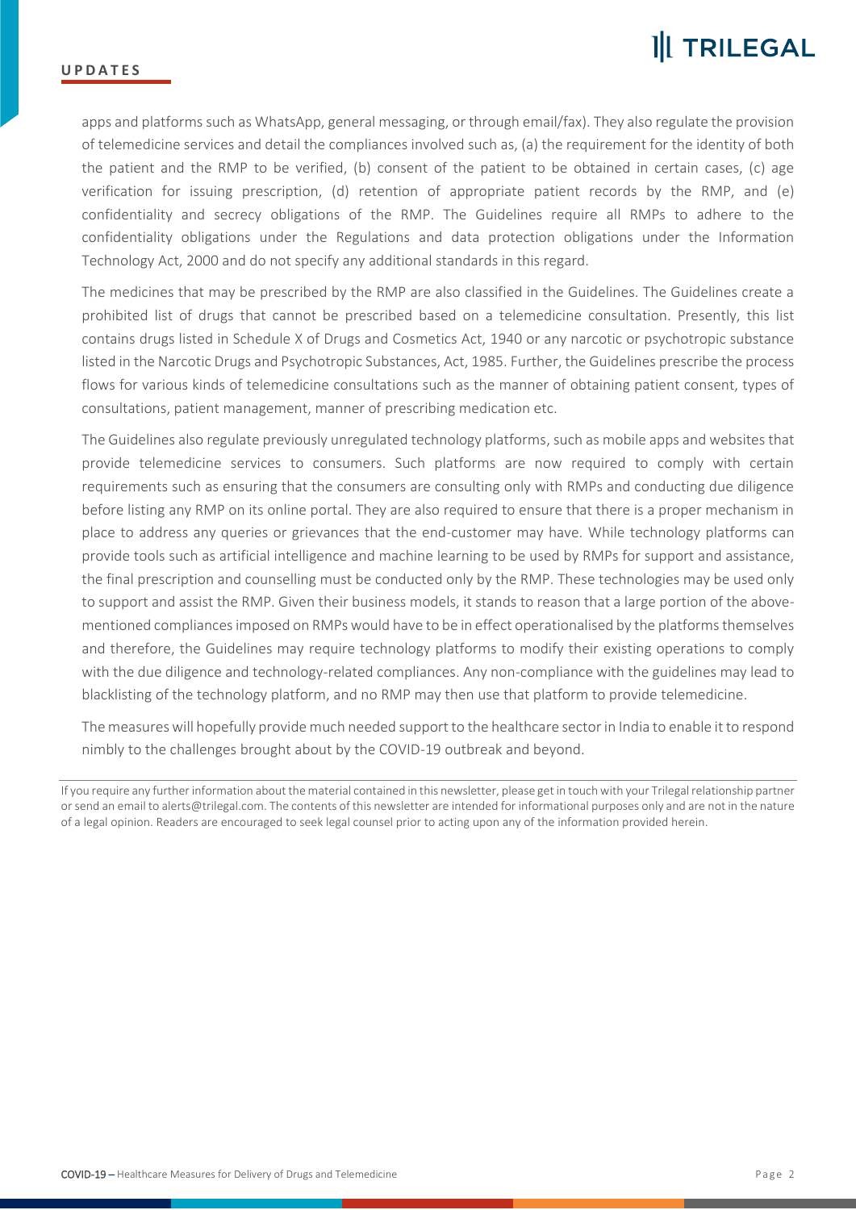apps and platforms such as WhatsApp, general messaging, or through email/fax). They also regulate the provision of telemedicine services and detail the compliances involved such as, (a) the requirement for the identity of both the patient and the RMP to be verified, (b) consent of the patient to be obtained in certain cases, (c) age verification for issuing prescription, (d) retention of appropriate patient records by the RMP, and (e) confidentiality and secrecy obligations of the RMP. The Guidelines require all RMPs to adhere to the confidentiality obligations under the Regulations and data protection obligations under the Information Technology Act, 2000 and do not specify any additional standards in this regard.

The medicines that may be prescribed by the RMP are also classified in the Guidelines. The Guidelines create a prohibited list of drugs that cannot be prescribed based on a telemedicine consultation. Presently, this list contains drugs listed in Schedule X of Drugs and Cosmetics Act, 1940 or any narcotic or psychotropic substance listed in the Narcotic Drugs and Psychotropic Substances, Act, 1985. Further, the Guidelines prescribe the process flows for various kinds of telemedicine consultations such as the manner of obtaining patient consent, types of consultations, patient management, manner of prescribing medication etc.

The Guidelines also regulate previously unregulated technology platforms, such as mobile apps and websites that provide telemedicine services to consumers. Such platforms are now required to comply with certain requirements such as ensuring that the consumers are consulting only with RMPs and conducting due diligence before listing any RMP on its online portal. They are also required to ensure that there is a proper mechanism in place to address any queries or grievances that the end-customer may have. While technology platforms can provide tools such as artificial intelligence and machine learning to be used by RMPs for support and assistance, the final prescription and counselling must be conducted only by the RMP. These technologies may be used only to support and assist the RMP. Given their business models, it stands to reason that a large portion of the above-mentioned compliances imposed on RMPs would have to be in effect operationalised by the platforms themselves and therefore, the Guidelines may require technology platforms to modify their existing operations to comply with the due diligence and technology-related compliances. Any non-compliance with the guidelines may lead to blacklisting of the technology platform, and no RMP may then use that platform to provide telemedicine.

The measures will hopefully provide much needed support to the healthcare sector in India to enable it to respond nimbly to the challenges brought about by the COVID-19 outbreak and beyond.

---

If you require any further information about the material contained in this newsletter, please get in touch with your Trilegal relationship partner or send an email to alerts@trilegal.com. The contents of this newsletter are intended for informational purposes only and are not in the nature of a legal opinion. Readers are encouraged to seek legal counsel prior to acting upon any of the information provided herein.